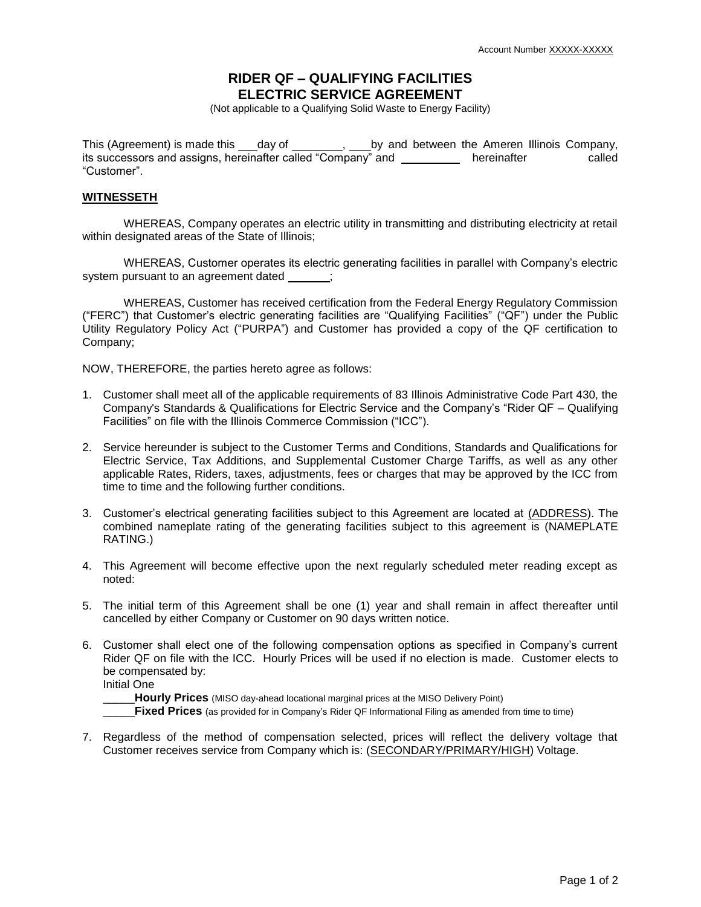Account Number XXXXX-XXXXX

# RIDER QF – QUALIFYING FACILITIES
# ELECTRIC SERVICE AGREEMENT

(Not applicable to a Qualifying Solid Waste to Energy Facility)

This (Agreement) is made this ___day of ________, ___by and between the Ameren Illinois Company, its successors and assigns, hereinafter called "Company" and __________ hereinafter called "Customer".

**WITNESSETH**

WHEREAS, Company operates an electric utility in transmitting and distributing electricity at retail within designated areas of the State of Illinois;

WHEREAS, Customer operates its electric generating facilities in parallel with Company's electric system pursuant to an agreement dated _______;

WHEREAS, Customer has received certification from the Federal Energy Regulatory Commission ("FERC") that Customer's electric generating facilities are "Qualifying Facilities" ("QF") under the Public Utility Regulatory Policy Act ("PURPA") and Customer has provided a copy of the QF certification to Company;

NOW, THEREFORE, the parties hereto agree as follows:

1. Customer shall meet all of the applicable requirements of 83 Illinois Administrative Code Part 430, the Company's Standards & Qualifications for Electric Service and the Company's "Rider QF – Qualifying Facilities" on file with the Illinois Commerce Commission ("ICC").

2. Service hereunder is subject to the Customer Terms and Conditions, Standards and Qualifications for Electric Service, Tax Additions, and Supplemental Customer Charge Tariffs, as well as any other applicable Rates, Riders, taxes, adjustments, fees or charges that may be approved by the ICC from time to time and the following further conditions.

3. Customer's electrical generating facilities subject to this Agreement are located at (ADDRESS). The combined nameplate rating of the generating facilities subject to this agreement is (NAMEPLATE RATING.)

4. This Agreement will become effective upon the next regularly scheduled meter reading except as noted:

5. The initial term of this Agreement shall be one (1) year and shall remain in affect thereafter until cancelled by either Company or Customer on 90 days written notice.

6. Customer shall elect one of the following compensation options as specified in Company's current Rider QF on file with the ICC. Hourly Prices will be used if no election is made. Customer elects to be compensated by:
   Initial One
   _____**Hourly Prices** (MISO day-ahead locational marginal prices at the MISO Delivery Point)
   _____**Fixed Prices** (as provided for in Company's Rider QF Informational Filing as amended from time to time)

7. Regardless of the method of compensation selected, prices will reflect the delivery voltage that Customer receives service from Company which is: (SECONDARY/PRIMARY/HIGH) Voltage.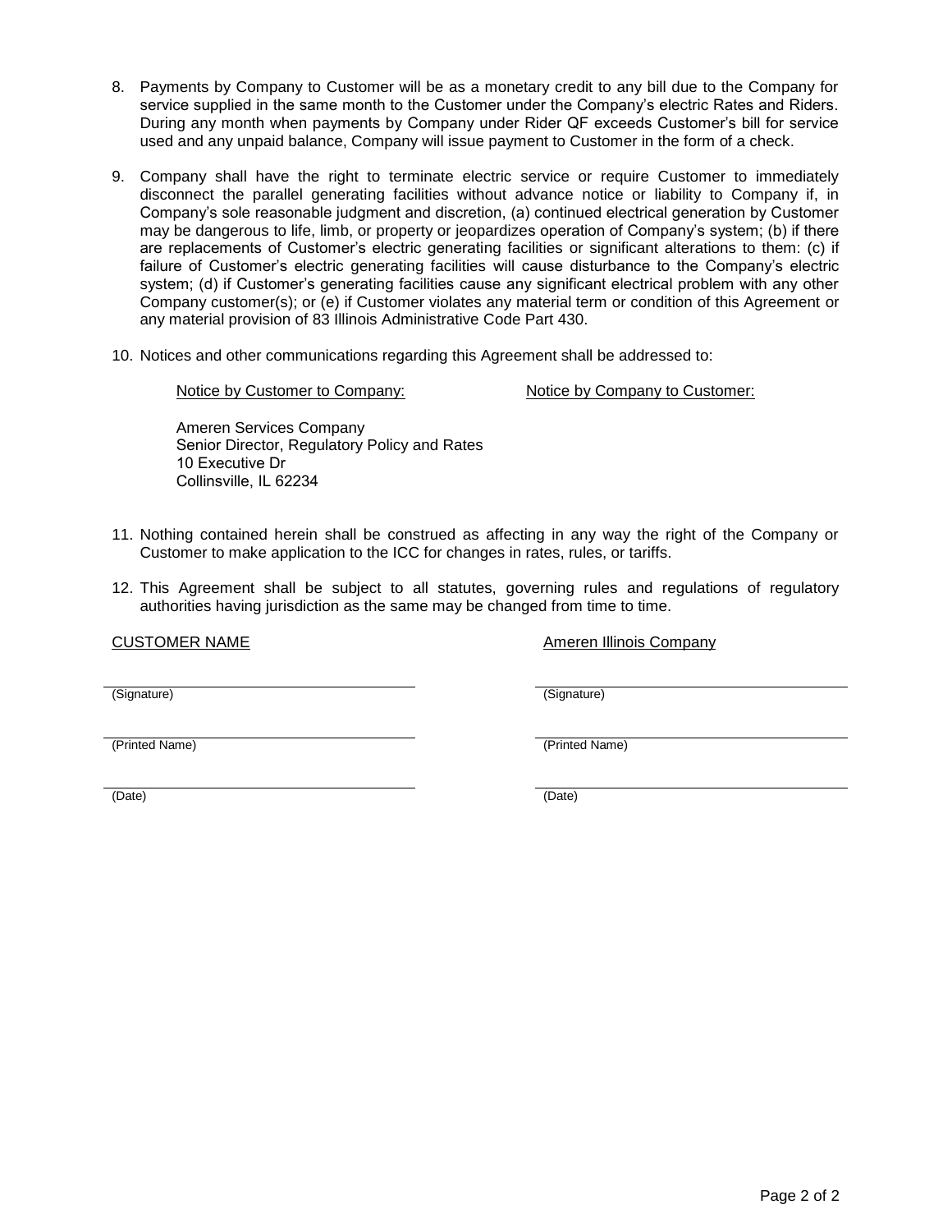8. Payments by Company to Customer will be as a monetary credit to any bill due to the Company for service supplied in the same month to the Customer under the Company's electric Rates and Riders. During any month when payments by Company under Rider QF exceeds Customer's bill for service used and any unpaid balance, Company will issue payment to Customer in the form of a check.

9. Company shall have the right to terminate electric service or require Customer to immediately disconnect the parallel generating facilities without advance notice or liability to Company if, in Company's sole reasonable judgment and discretion, (a) continued electrical generation by Customer may be dangerous to life, limb, or property or jeopardizes operation of Company's system; (b) if there are replacements of Customer's electric generating facilities or significant alterations to them: (c) if failure of Customer's electric generating facilities will cause disturbance to the Company's electric system; (d) if Customer's generating facilities cause any significant electrical problem with any other Company customer(s); or (e) if Customer violates any material term or condition of this Agreement or any material provision of 83 Illinois Administrative Code Part 430.

10. Notices and other communications regarding this Agreement shall be addressed to:

| Notice by Customer to Company: | Notice by Company to Customer: |
|---|---|
| Ameren Services Company<br>Senior Director, Regulatory Policy and Rates<br>10 Executive Dr<br>Collinsville, IL 62234 | |

11. Nothing contained herein shall be construed as affecting in any way the right of the Company or Customer to make application to the ICC for changes in rates, rules, or tariffs.

12. This Agreement shall be subject to all statutes, governing rules and regulations of regulatory authorities having jurisdiction as the same may be changed from time to time.

| CUSTOMER NAME | Ameren Illinois Company |
|---|---|
| (Signature) | (Signature) |
| (Printed Name) | (Printed Name) |
| (Date) | (Date) |